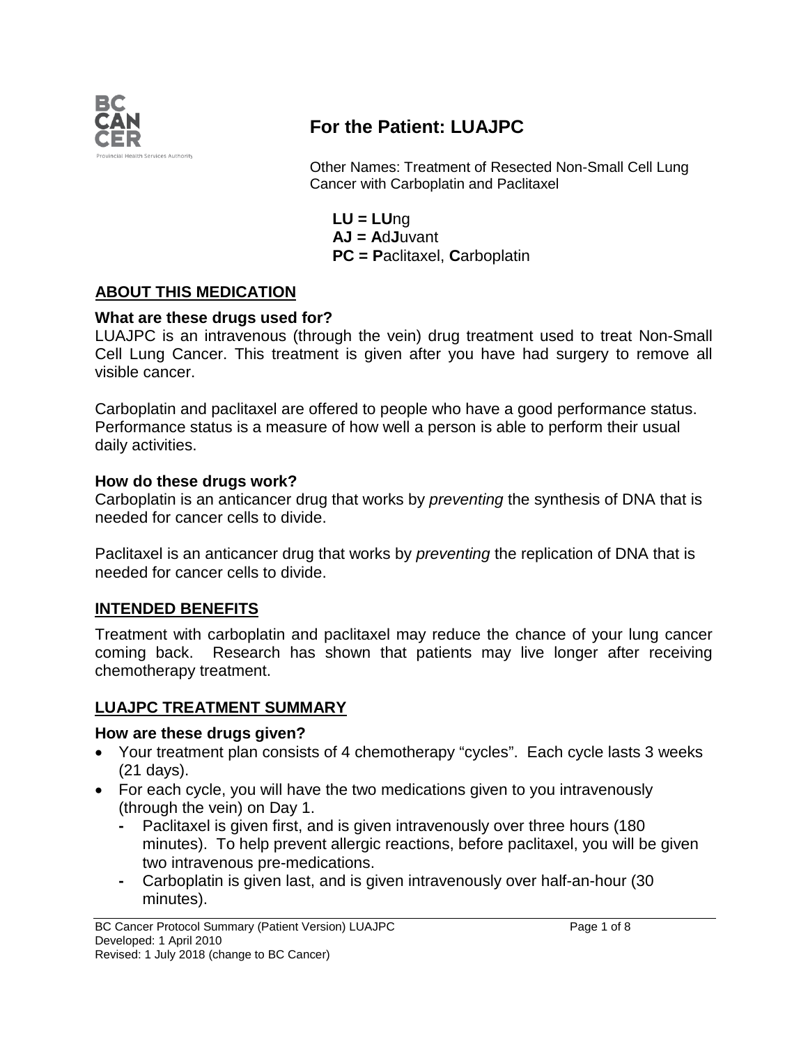# For the Patient: LUAJPC

Other Names: Treatment of Resected Non-Small Cell Lung Cancer with Carboplatin and Paclitaxel

**LU = LU**ng
**AJ = A**d**J**uvant
**PC = P**aclitaxel, **C**arboplatin

## ABOUT THIS MEDICATION

### What are these drugs used for?

LUAJPC is an intravenous (through the vein) drug treatment used to treat Non-Small Cell Lung Cancer. This treatment is given after you have had surgery to remove all visible cancer.

Carboplatin and paclitaxel are offered to people who have a good performance status. Performance status is a measure of how well a person is able to perform their usual daily activities.

### How do these drugs work?

Carboplatin is an anticancer drug that works by *preventing* the synthesis of DNA that is needed for cancer cells to divide.

Paclitaxel is an anticancer drug that works by *preventing* the replication of DNA that is needed for cancer cells to divide.

## INTENDED BENEFITS

Treatment with carboplatin and paclitaxel may reduce the chance of your lung cancer coming back. Research has shown that patients may live longer after receiving chemotherapy treatment.

## LUAJPC TREATMENT SUMMARY

### How are these drugs given?

- Your treatment plan consists of 4 chemotherapy "cycles". Each cycle lasts 3 weeks (21 days).
- For each cycle, you will have the two medications given to you intravenously (through the vein) on Day 1.
  - Paclitaxel is given first, and is given intravenously over three hours (180 minutes). To help prevent allergic reactions, before paclitaxel, you will be given two intravenous pre-medications.
  - Carboplatin is given last, and is given intravenously over half-an-hour (30 minutes).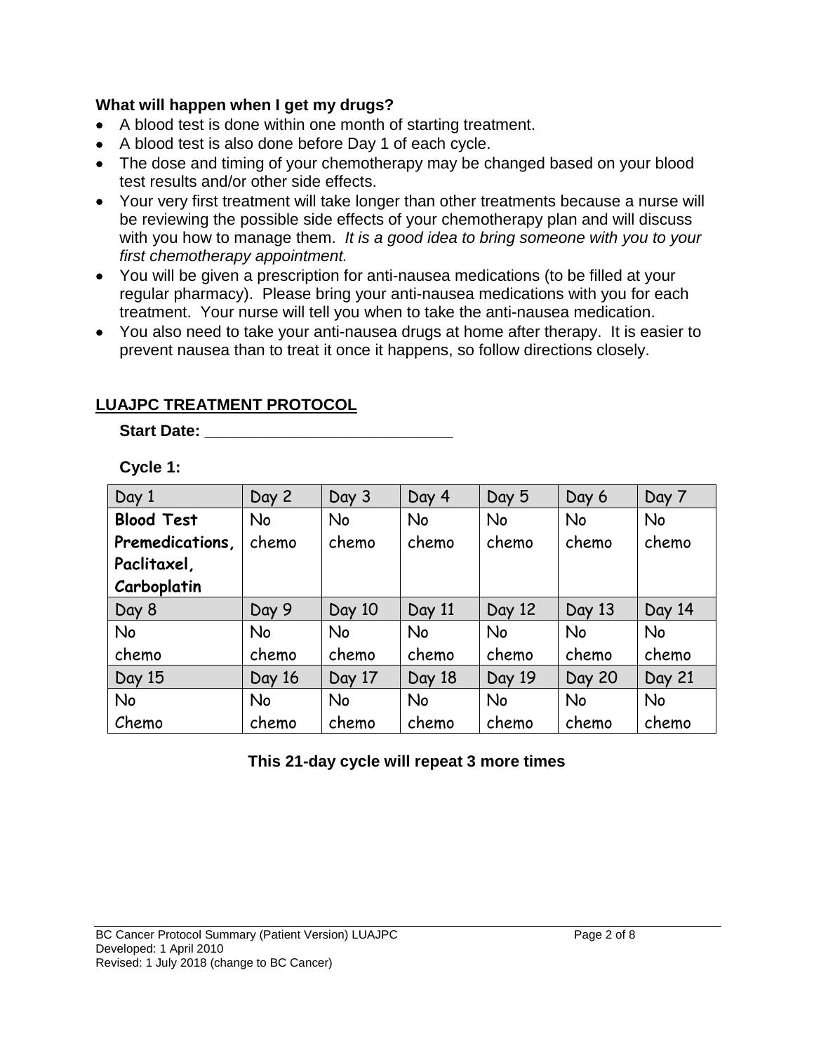**What will happen when I get my drugs?**

- A blood test is done within one month of starting treatment.
- A blood test is also done before Day 1 of each cycle.
- The dose and timing of your chemotherapy may be changed based on your blood test results and/or other side effects.
- Your very first treatment will take longer than other treatments because a nurse will be reviewing the possible side effects of your chemotherapy plan and will discuss with you how to manage them. *It is a good idea to bring someone with you to your first chemotherapy appointment.*
- You will be given a prescription for anti-nausea medications (to be filled at your regular pharmacy). Please bring your anti-nausea medications with you for each treatment. Your nurse will tell you when to take the anti-nausea medication.
- You also need to take your anti-nausea drugs at home after therapy. It is easier to prevent nausea than to treat it once it happens, so follow directions closely.

## LUAJPC TREATMENT PROTOCOL

**Start Date: ____________________________**

**Cycle 1:**

| Day 1 | Day 2 | Day 3 | Day 4 | Day 5 | Day 6 | Day 7 |
|---|---|---|---|---|---|---|
| **Blood Test Premedications, Paclitaxel, Carboplatin** | No chemo | No chemo | No chemo | No chemo | No chemo | No chemo |
| Day 8 | Day 9 | Day 10 | Day 11 | Day 12 | Day 13 | Day 14 |
| No chemo | No chemo | No chemo | No chemo | No chemo | No chemo | No chemo |
| Day 15 | Day 16 | Day 17 | Day 18 | Day 19 | Day 20 | Day 21 |
| No Chemo | No chemo | No chemo | No chemo | No chemo | No chemo | No chemo |

**This 21-day cycle will repeat 3 more times**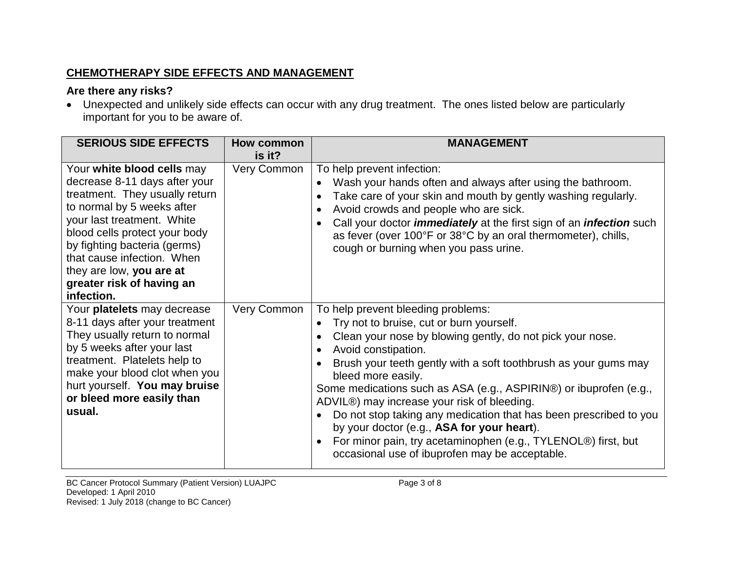## CHEMOTHERAPY SIDE EFFECTS AND MANAGEMENT

### Are there any risks?

- Unexpected and unlikely side effects can occur with any drug treatment. The ones listed below are particularly important for you to be aware of.

| SERIOUS SIDE EFFECTS | How common is it? | MANAGEMENT |
|---|---|---|
| Your **white blood cells** may decrease 8-11 days after your treatment. They usually return to normal by 5 weeks after your last treatment. White blood cells protect your body by fighting bacteria (germs) that cause infection. When they are low, **you are at greater risk of having an infection.** | Very Common | To help prevent infection:<br>• Wash your hands often and always after using the bathroom.<br>• Take care of your skin and mouth by gently washing regularly.<br>• Avoid crowds and people who are sick.<br>• Call your doctor ***immediately*** at the first sign of an ***infection*** such as fever (over 100°F or 38°C by an oral thermometer), chills, cough or burning when you pass urine. |
| Your **platelets** may decrease 8-11 days after your treatment They usually return to normal by 5 weeks after your last treatment. Platelets help to make your blood clot when you hurt yourself. **You may bruise or bleed more easily than usual.** | Very Common | To help prevent bleeding problems:<br>• Try not to bruise, cut or burn yourself.<br>• Clean your nose by blowing gently, do not pick your nose.<br>• Avoid constipation.<br>• Brush your teeth gently with a soft toothbrush as your gums may bleed more easily.<br>Some medications such as ASA (e.g., ASPIRIN®) or ibuprofen (e.g., ADVIL®) may increase your risk of bleeding.<br>• Do not stop taking any medication that has been prescribed to you by your doctor (e.g., **ASA for your heart**).<br>• For minor pain, try acetaminophen (e.g., TYLENOL®) first, but occasional use of ibuprofen may be acceptable. |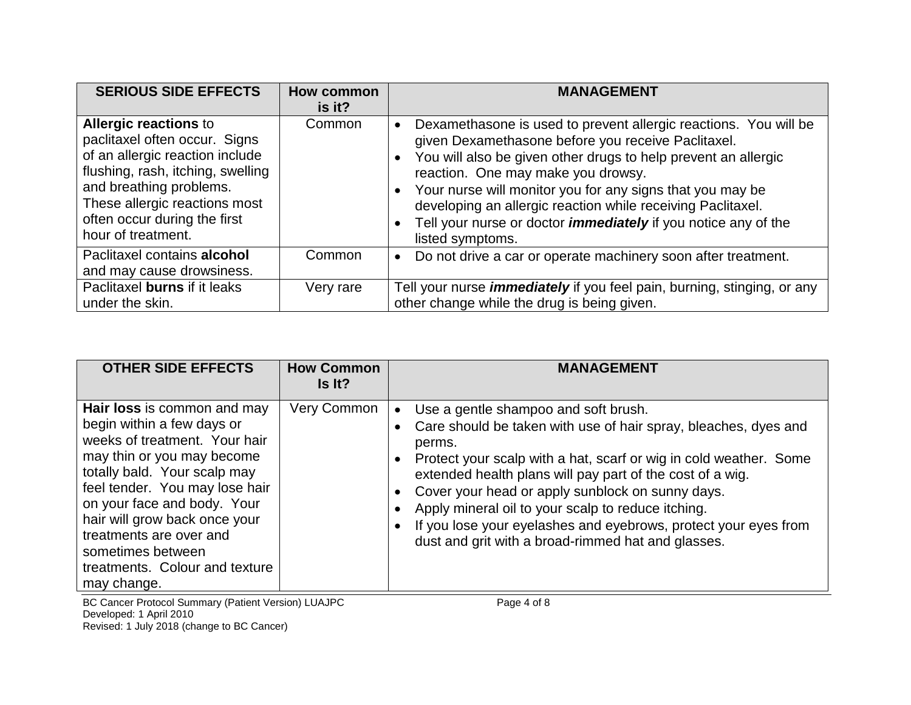| SERIOUS SIDE EFFECTS | How common is it? | MANAGEMENT |
|---|---|---|
| **Allergic reactions** to paclitaxel often occur. Signs of an allergic reaction include flushing, rash, itching, swelling and breathing problems. These allergic reactions most often occur during the first hour of treatment. | Common | • Dexamethasone is used to prevent allergic reactions. You will be given Dexamethasone before you receive Paclitaxel.<br>• You will also be given other drugs to help prevent an allergic reaction. One may make you drowsy.<br>• Your nurse will monitor you for any signs that you may be developing an allergic reaction while receiving Paclitaxel.<br>• Tell your nurse or doctor ***immediately*** if you notice any of the listed symptoms. |
| Paclitaxel contains **alcohol** and may cause drowsiness. | Common | • Do not drive a car or operate machinery soon after treatment. |
| Paclitaxel **burns** if it leaks under the skin. | Very rare | Tell your nurse ***immediately*** if you feel pain, burning, stinging, or any other change while the drug is being given. |

| OTHER SIDE EFFECTS | How Common Is It? | MANAGEMENT |
|---|---|---|
| **Hair loss** is common and may begin within a few days or weeks of treatment. Your hair may thin or you may become totally bald. Your scalp may feel tender. You may lose hair on your face and body. Your hair will grow back once your treatments are over and sometimes between treatments. Colour and texture may change. | Very Common | • Use a gentle shampoo and soft brush.<br>• Care should be taken with use of hair spray, bleaches, dyes and perms.<br>• Protect your scalp with a hat, scarf or wig in cold weather. Some extended health plans will pay part of the cost of a wig.<br>• Cover your head or apply sunblock on sunny days.<br>• Apply mineral oil to your scalp to reduce itching.<br>• If you lose your eyelashes and eyebrows, protect your eyes from dust and grit with a broad-rimmed hat and glasses. |

BC Cancer Protocol Summary (Patient Version) LUAJPC
Developed: 1 April 2010
Revised: 1 July 2018 (change to BC Cancer)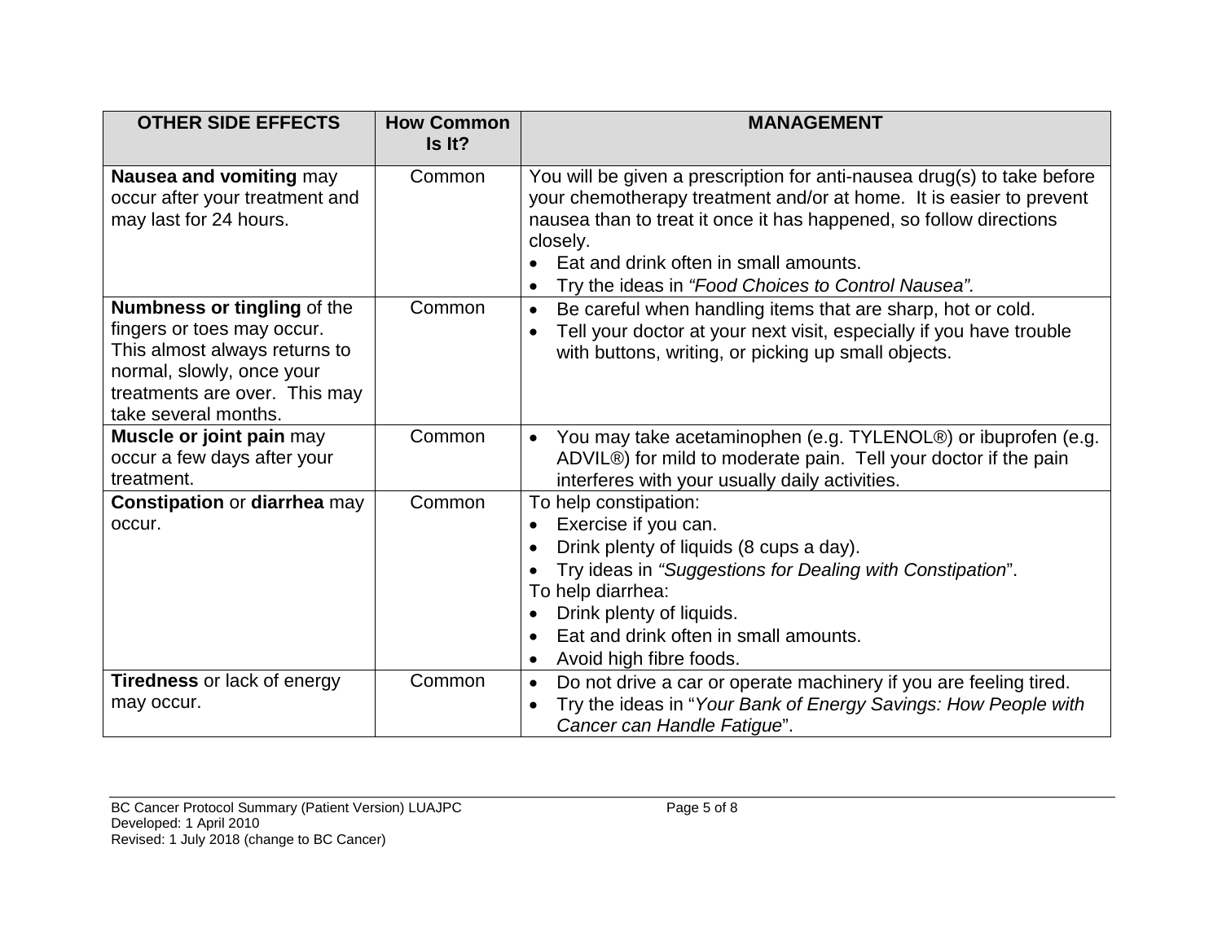| OTHER SIDE EFFECTS | How Common Is It? | MANAGEMENT |
|---|---|---|
| **Nausea and vomiting** may occur after your treatment and may last for 24 hours. | Common | You will be given a prescription for anti-nausea drug(s) to take before your chemotherapy treatment and/or at home. It is easier to prevent nausea than to treat it once it has happened, so follow directions closely.<br>• Eat and drink often in small amounts.<br>• Try the ideas in *"Food Choices to Control Nausea".* |
| **Numbness or tingling** of the fingers or toes may occur. This almost always returns to normal, slowly, once your treatments are over. This may take several months. | Common | • Be careful when handling items that are sharp, hot or cold.<br>• Tell your doctor at your next visit, especially if you have trouble with buttons, writing, or picking up small objects. |
| **Muscle or joint pain** may occur a few days after your treatment. | Common | • You may take acetaminophen (e.g. TYLENOL®) or ibuprofen (e.g. ADVIL®) for mild to moderate pain. Tell your doctor if the pain interferes with your usually daily activities. |
| **Constipation** or **diarrhea** may occur. | Common | To help constipation:<br>• Exercise if you can.<br>• Drink plenty of liquids (8 cups a day).<br>• Try ideas in *"Suggestions for Dealing with Constipation*".<br>To help diarrhea:<br>• Drink plenty of liquids.<br>• Eat and drink often in small amounts.<br>• Avoid high fibre foods. |
| **Tiredness** or lack of energy may occur. | Common | • Do not drive a car or operate machinery if you are feeling tired.<br>• Try the ideas in "*Your Bank of Energy Savings: How People with Cancer can Handle Fatigue*". |

BC Cancer Protocol Summary (Patient Version) LUAJPC
Developed: 1 April 2010
Revised: 1 July 2018 (change to BC Cancer)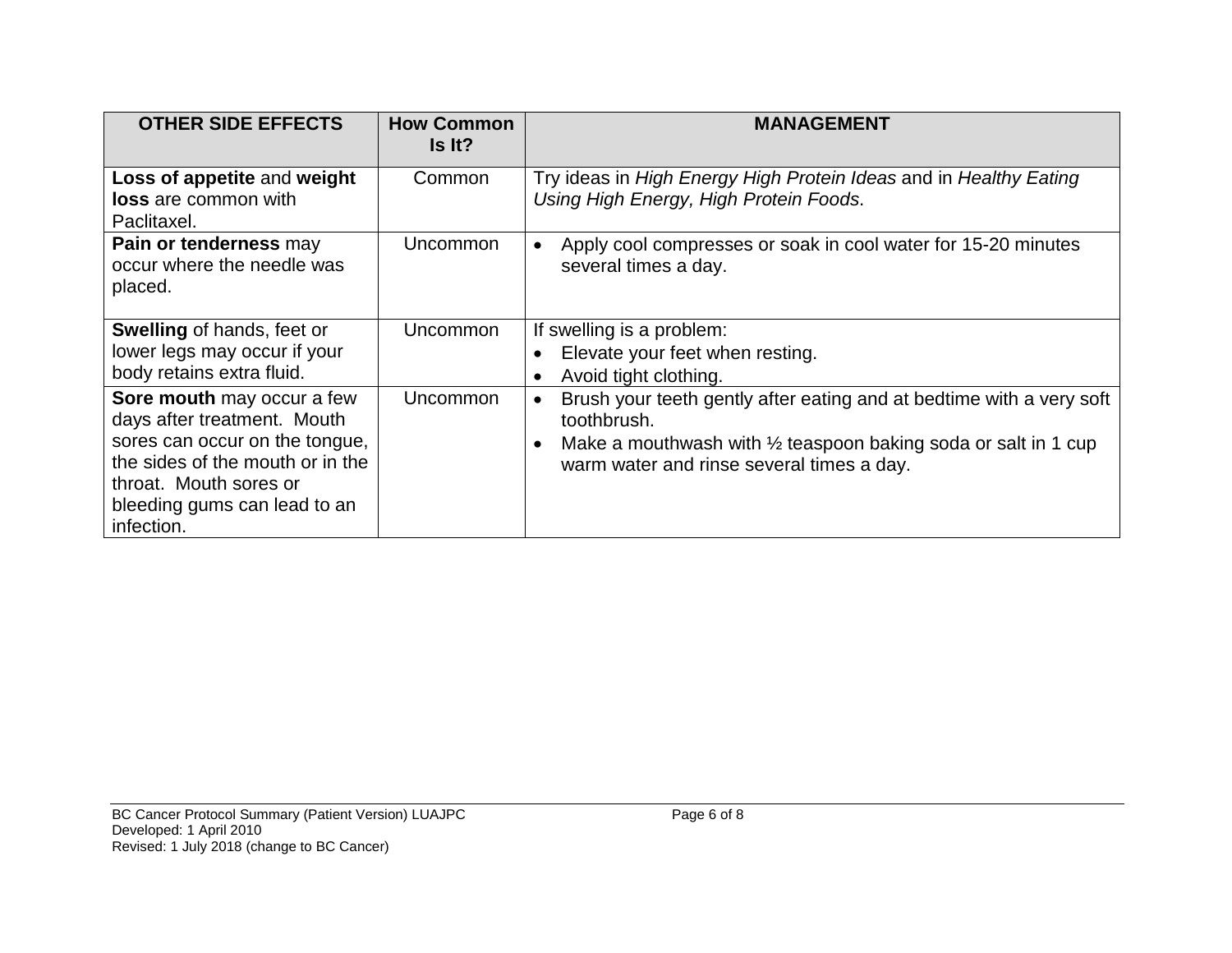| OTHER SIDE EFFECTS | How Common Is It? | MANAGEMENT |
|---|---|---|
| **Loss of appetite** and **weight loss** are common with Paclitaxel. | Common | Try ideas in *High Energy High Protein Ideas* and in *Healthy Eating Using High Energy, High Protein Foods*. |
| **Pain or tenderness** may occur where the needle was placed. | Uncommon | • Apply cool compresses or soak in cool water for 15-20 minutes several times a day. |
| **Swelling** of hands, feet or lower legs may occur if your body retains extra fluid. | Uncommon | If swelling is a problem:<br>• Elevate your feet when resting.<br>• Avoid tight clothing. |
| **Sore mouth** may occur a few days after treatment. Mouth sores can occur on the tongue, the sides of the mouth or in the throat. Mouth sores or bleeding gums can lead to an infection. | Uncommon | • Brush your teeth gently after eating and at bedtime with a very soft toothbrush.<br>• Make a mouthwash with ½ teaspoon baking soda or salt in 1 cup warm water and rinse several times a day. |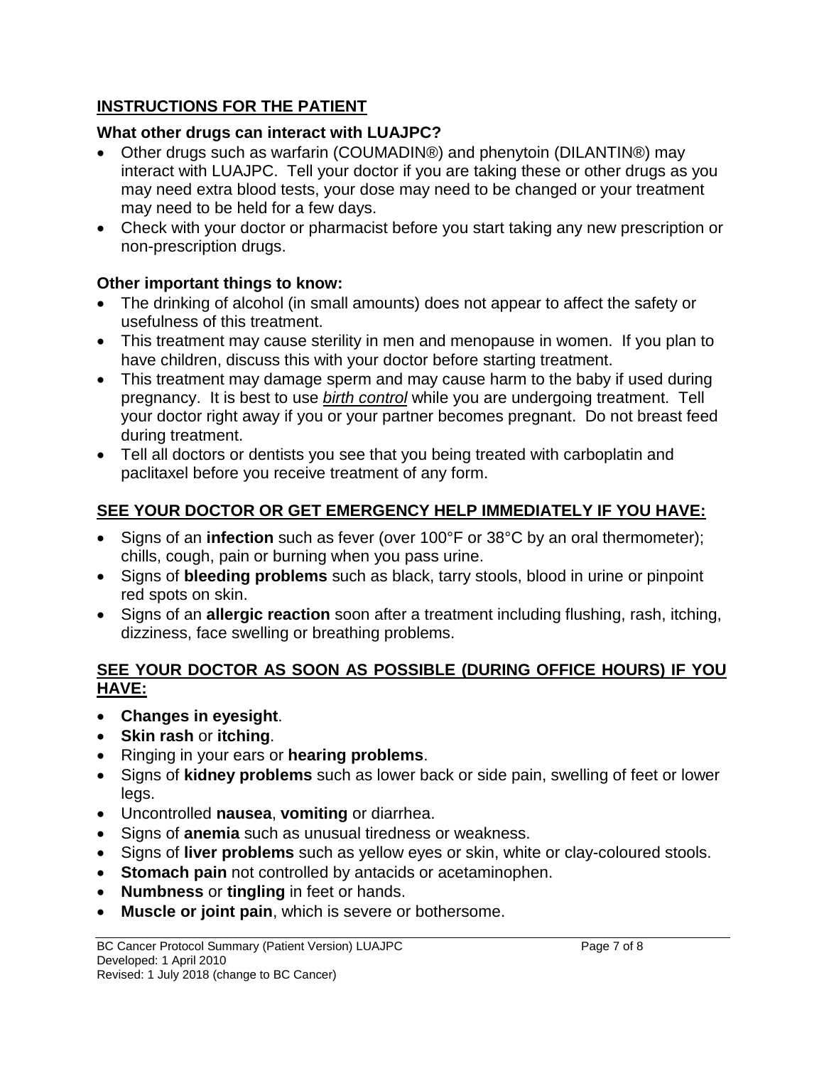## INSTRUCTIONS FOR THE PATIENT

### What other drugs can interact with LUAJPC?

- Other drugs such as warfarin (COUMADIN®) and phenytoin (DILANTIN®) may interact with LUAJPC. Tell your doctor if you are taking these or other drugs as you may need extra blood tests, your dose may need to be changed or your treatment may need to be held for a few days.
- Check with your doctor or pharmacist before you start taking any new prescription or non-prescription drugs.

### Other important things to know:

- The drinking of alcohol (in small amounts) does not appear to affect the safety or usefulness of this treatment.
- This treatment may cause sterility in men and menopause in women. If you plan to have children, discuss this with your doctor before starting treatment.
- This treatment may damage sperm and may cause harm to the baby if used during pregnancy. It is best to use ***birth control*** while you are undergoing treatment. Tell your doctor right away if you or your partner becomes pregnant. Do not breast feed during treatment.
- Tell all doctors or dentists you see that you being treated with carboplatin and paclitaxel before you receive treatment of any form.

## SEE YOUR DOCTOR OR GET EMERGENCY HELP IMMEDIATELY IF YOU HAVE:

- Signs of an **infection** such as fever (over 100°F or 38°C by an oral thermometer); chills, cough, pain or burning when you pass urine.
- Signs of **bleeding problems** such as black, tarry stools, blood in urine or pinpoint red spots on skin.
- Signs of an **allergic reaction** soon after a treatment including flushing, rash, itching, dizziness, face swelling or breathing problems.

## SEE YOUR DOCTOR AS SOON AS POSSIBLE (DURING OFFICE HOURS) IF YOU HAVE:

- **Changes in eyesight**.
- **Skin rash** or **itching**.
- Ringing in your ears or **hearing problems**.
- Signs of **kidney problems** such as lower back or side pain, swelling of feet or lower legs.
- Uncontrolled **nausea**, **vomiting** or diarrhea.
- Signs of **anemia** such as unusual tiredness or weakness.
- Signs of **liver problems** such as yellow eyes or skin, white or clay-coloured stools.
- **Stomach pain** not controlled by antacids or acetaminophen.
- **Numbness** or **tingling** in feet or hands.
- **Muscle or joint pain**, which is severe or bothersome.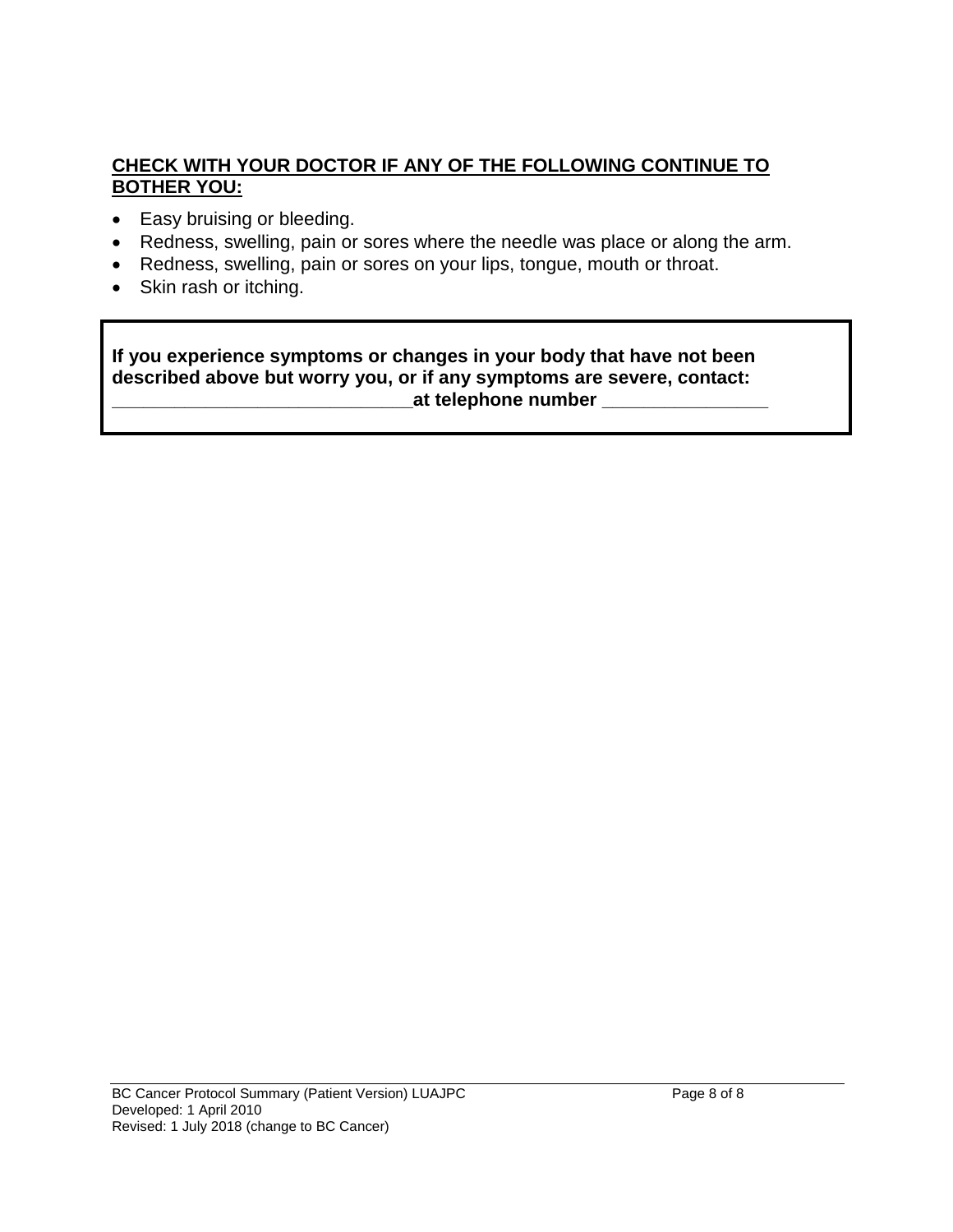**CHECK WITH YOUR DOCTOR IF ANY OF THE FOLLOWING CONTINUE TO BOTHER YOU:**

- Easy bruising or bleeding.
- Redness, swelling, pain or sores where the needle was place or along the arm.
- Redness, swelling, pain or sores on your lips, tongue, mouth or throat.
- Skin rash or itching.

**If you experience symptoms or changes in your body that have not been described above but worry you, or if any symptoms are severe, contact: ______________________________at telephone number ________________**